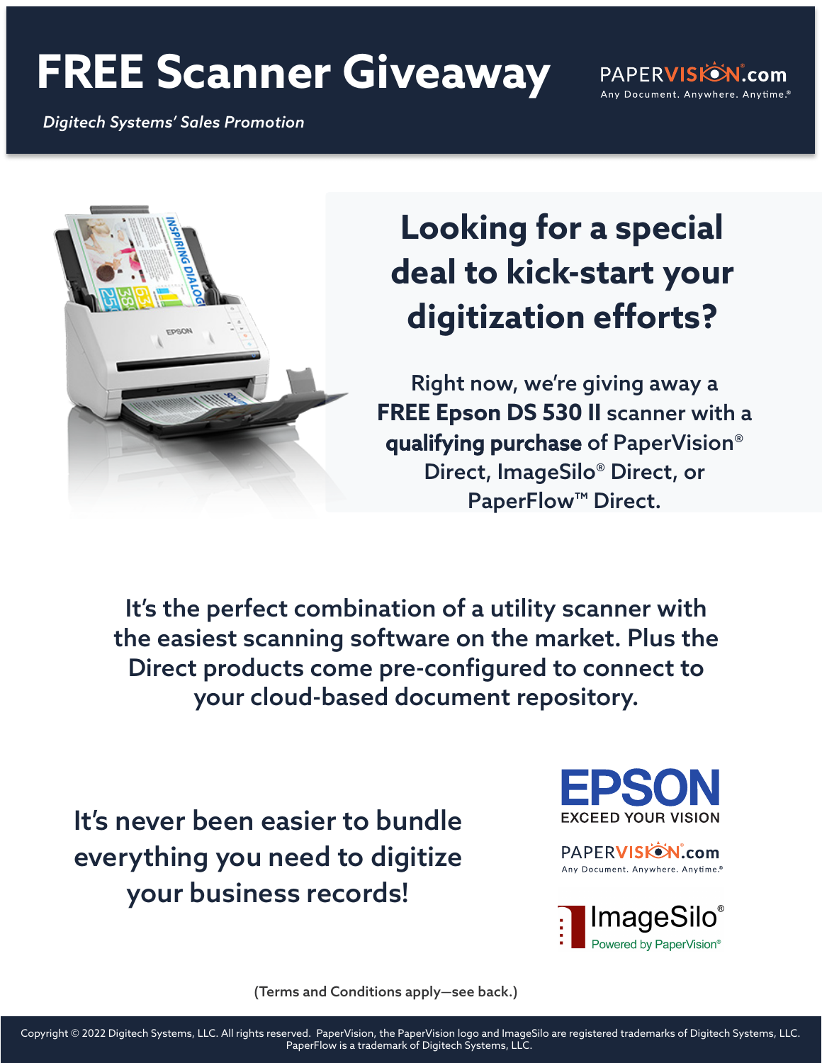# FREE Scanner Giveaway

PAPERVISION.com
Any Document. Anywhere. Anytime.®

*Digitech Systems' Sales Promotion*

## Looking for a special deal to kick-start your digitization efforts?

Right now, we're giving away a **FREE Epson DS 530 II** scanner with a **qualifying purchase** of PaperVision® Direct, ImageSilo® Direct, or PaperFlow™ Direct.

It's the perfect combination of a utility scanner with the easiest scanning software on the market. Plus the Direct products come pre-configured to connect to your cloud-based document repository.

It's never been easier to bundle everything you need to digitize your business records!

EPSON
EXCEED YOUR VISION

PAPERVISION.com
Any Document. Anywhere. Anytime.®

ImageSilo®
Powered by PaperVision®

(Terms and Conditions apply—see back.)

Copyright © 2022 Digitech Systems, LLC. All rights reserved. PaperVision, the PaperVision logo and ImageSilo are registered trademarks of Digitech Systems, LLC. PaperFlow is a trademark of Digitech Systems, LLC.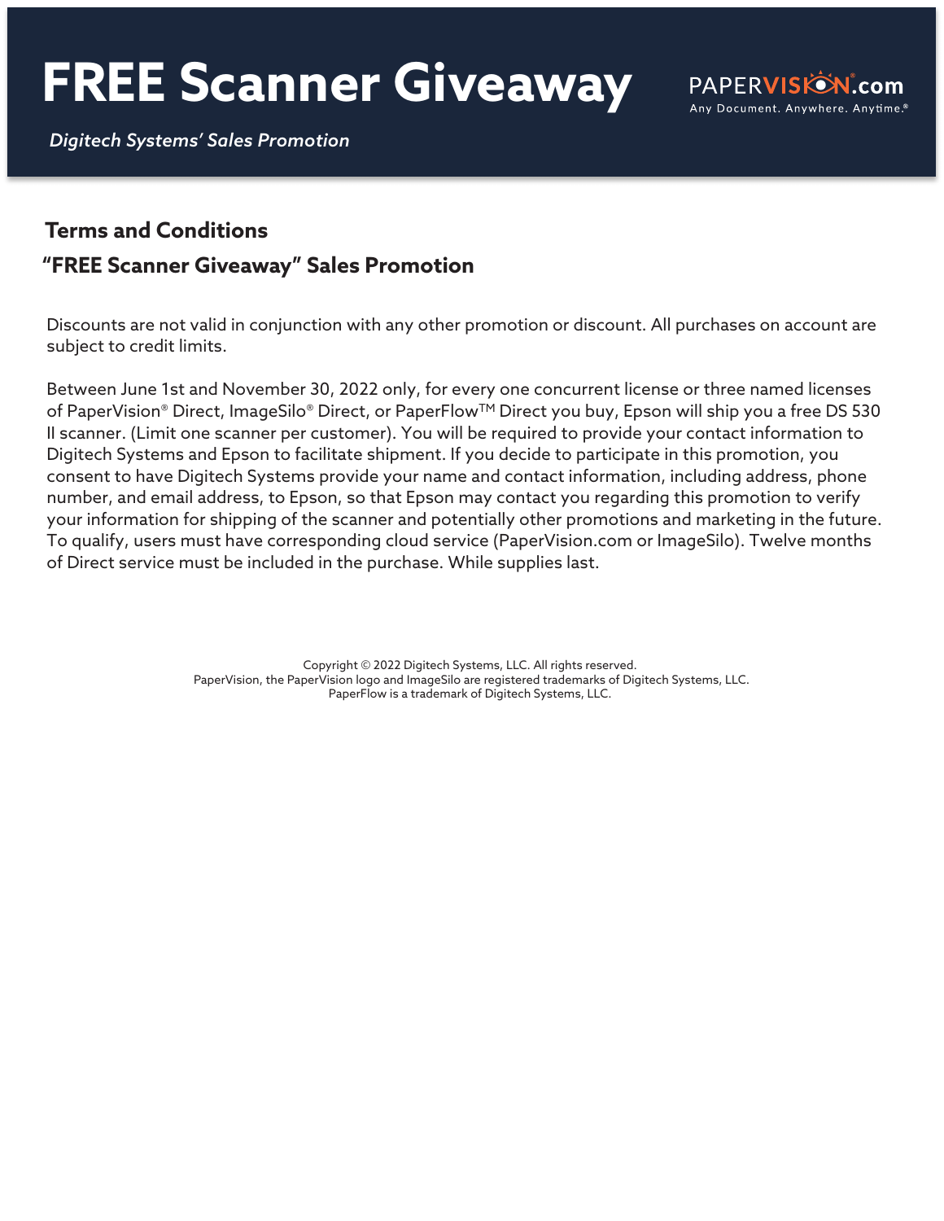# FREE Scanner Giveaway

*Digitech Systems' Sales Promotion*

PAPERVISION.com
Any Document. Anywhere. Anytime.®

## Terms and Conditions

## "FREE Scanner Giveaway" Sales Promotion

Discounts are not valid in conjunction with any other promotion or discount. All purchases on account are subject to credit limits.

Between June 1st and November 30, 2022 only, for every one concurrent license or three named licenses of PaperVision® Direct, ImageSilo® Direct, or PaperFlow™ Direct you buy, Epson will ship you a free DS 530 II scanner. (Limit one scanner per customer). You will be required to provide your contact information to Digitech Systems and Epson to facilitate shipment. If you decide to participate in this promotion, you consent to have Digitech Systems provide your name and contact information, including address, phone number, and email address, to Epson, so that Epson may contact you regarding this promotion to verify your information for shipping of the scanner and potentially other promotions and marketing in the future. To qualify, users must have corresponding cloud service (PaperVision.com or ImageSilo). Twelve months of Direct service must be included in the purchase. While supplies last.

Copyright © 2022 Digitech Systems, LLC. All rights reserved.
PaperVision, the PaperVision logo and ImageSilo are registered trademarks of Digitech Systems, LLC.
PaperFlow is a trademark of Digitech Systems, LLC.